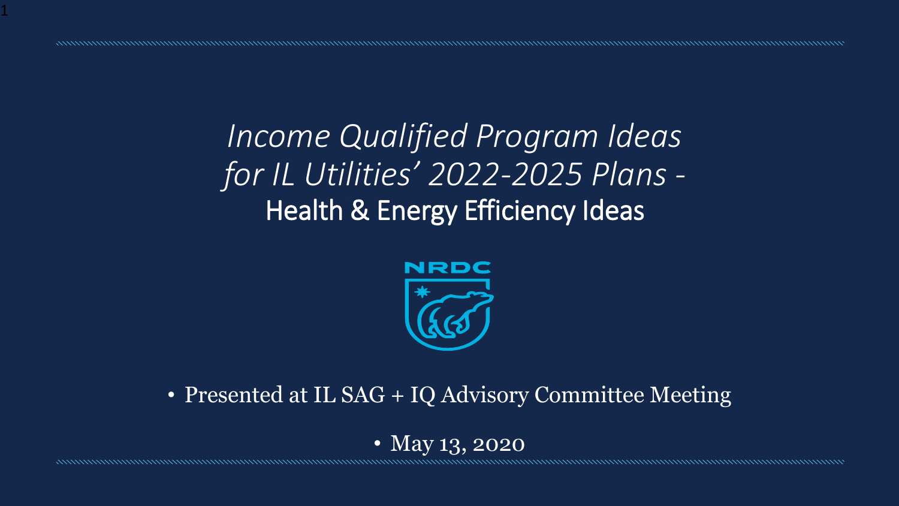# *Income Qualified Program Ideas for IL Utilities' 2022-2025 Plans -* Health & Energy Efficiency Ideas

NRDC

- Presented at IL SAG + IQ Advisory Committee Meeting
- May 13, 2020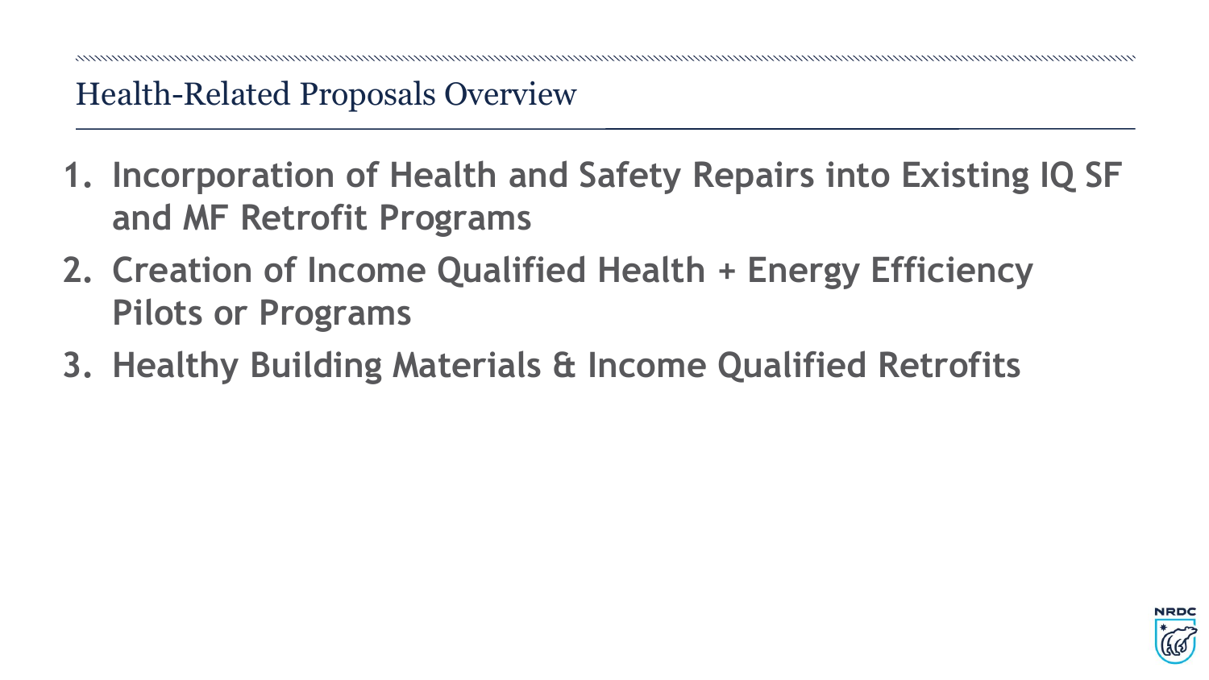## Health-Related Proposals Overview

1. **Incorporation of Health and Safety Repairs into Existing IQ SF and MF Retrofit Programs**
2. **Creation of Income Qualified Health + Energy Efficiency Pilots or Programs**
3. **Healthy Building Materials & Income Qualified Retrofits**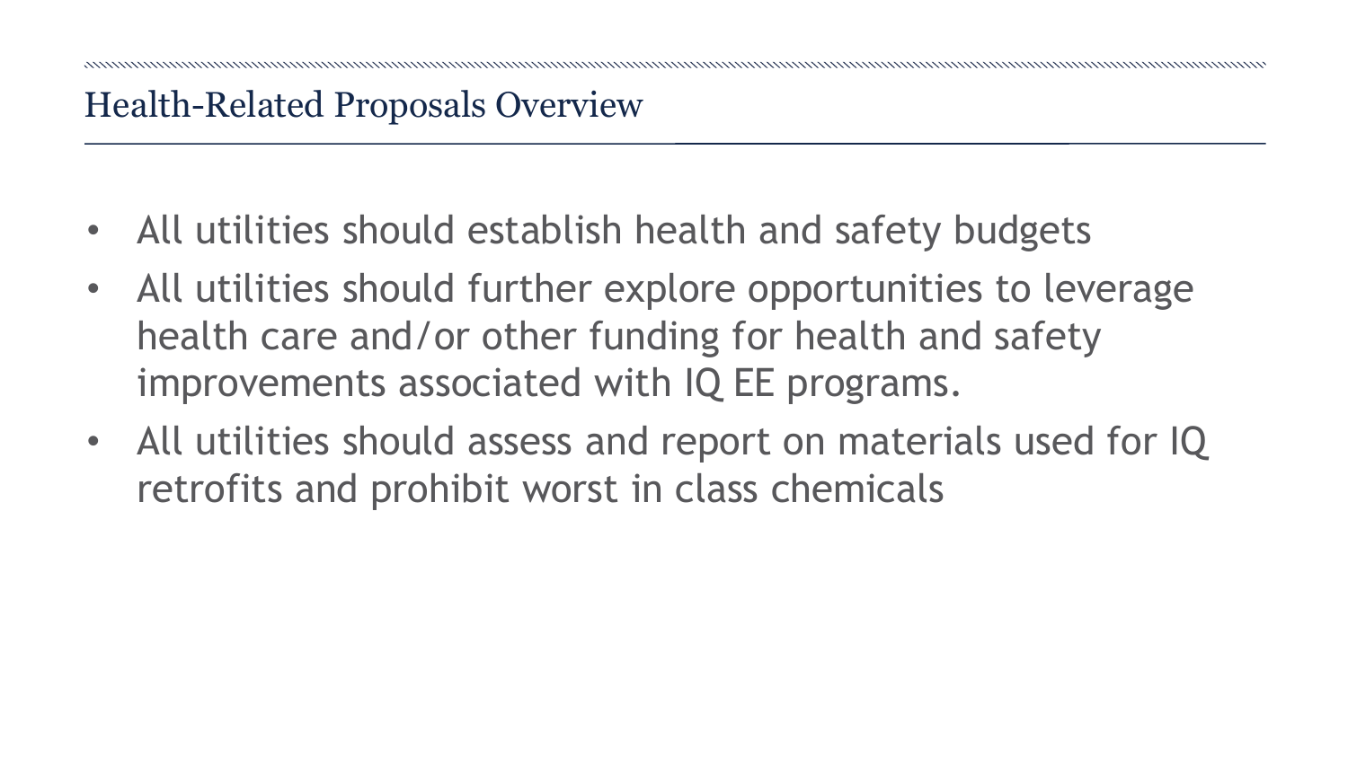## Health-Related Proposals Overview

- All utilities should establish health and safety budgets
- All utilities should further explore opportunities to leverage health care and/or other funding for health and safety improvements associated with IQ EE programs.
- All utilities should assess and report on materials used for IQ retrofits and prohibit worst in class chemicals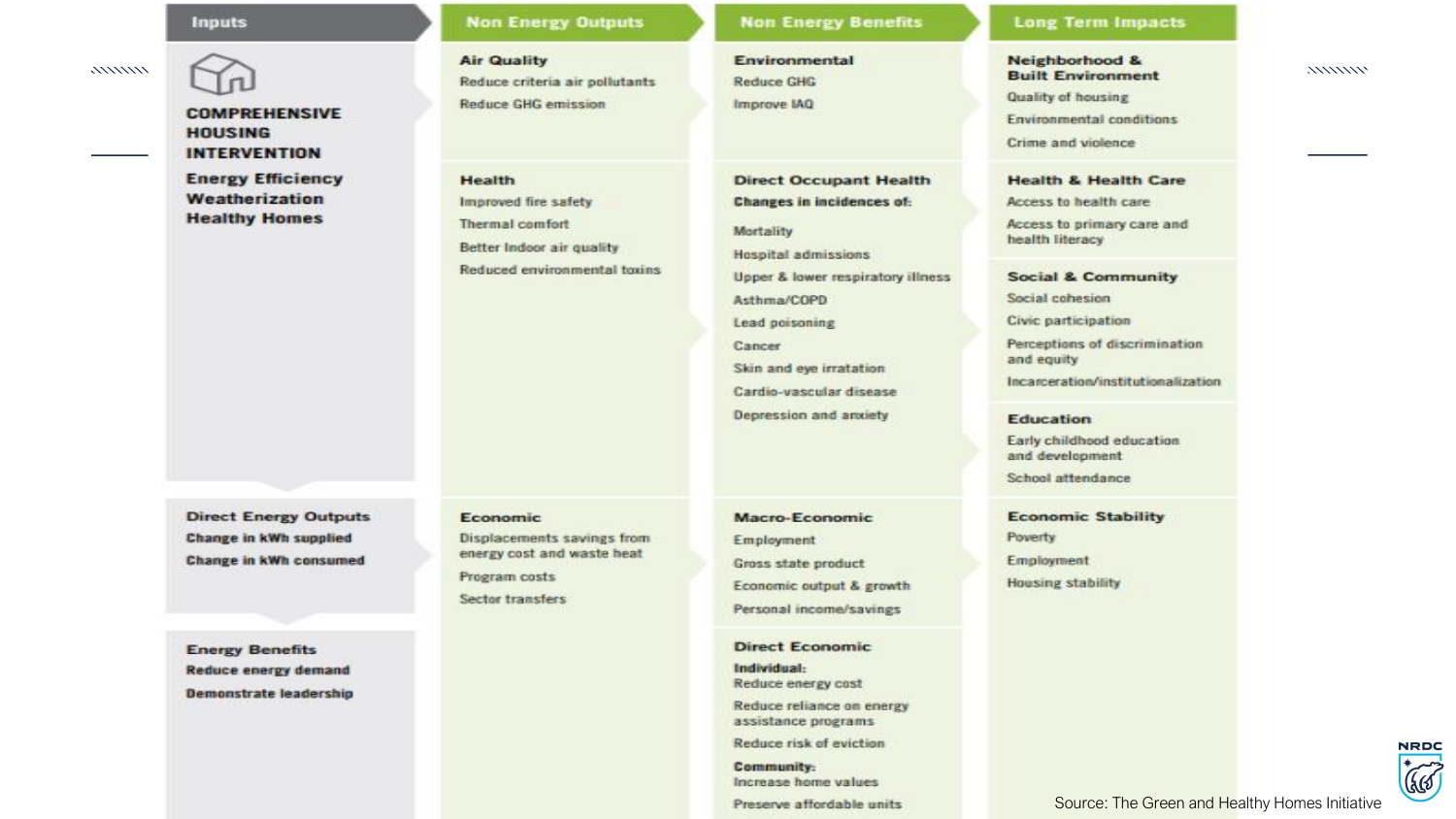| Inputs | Non Energy Outputs | Non Energy Benefits | Long Term Impacts |
| --- | --- | --- | --- |
| **COMPREHENSIVE HOUSING INTERVENTION**<br>**Energy Efficiency**<br>**Weatherization**<br>**Healthy Homes** | **Air Quality**<br>Reduce criteria air pollutants<br>Reduce GHG emission | **Environmental**<br>Reduce GHG<br>Improve IAQ | **Neighborhood & Built Environment**<br>Quality of housing<br>Environmental conditions<br>Crime and violence |
| | **Health**<br>Improved fire safety<br>Thermal comfort<br>Better Indoor air quality<br>Reduced environmental toxins | **Direct Occupant Health**<br>**Changes in incidences of:**<br>Mortality<br>Hospital admissions<br>Upper & lower respiratory illness<br>Asthma/COPD<br>Lead poisoning<br>Cancer<br>Skin and eye irratation<br>Cardio-vascular disease<br>Depression and anxiety | **Health & Health Care**<br>Access to health care<br>Access to primary care and health literacy<br><br>**Social & Community**<br>Social cohesion<br>Civic participation<br>Perceptions of discrimination and equity<br>Incarceration/institutionalization<br><br>**Education**<br>Early childhood education and development<br>School attendance |
| **Direct Energy Outputs**<br>**Change in kWh supplied**<br>**Change in kWh consumed** | **Economic**<br>Displacements savings from energy cost and waste heat<br>Program costs<br>Sector transfers | **Macro-Economic**<br>Employment<br>Gross state product<br>Economic output & growth<br>Personal income/savings | **Economic Stability**<br>Poverty<br>Employment<br>Housing stability |
| **Energy Benefits**<br>**Reduce energy demand**<br>**Demonstrate leadership** | | **Direct Economic**<br>**Individual:**<br>Reduce energy cost<br>Reduce reliance on energy assistance programs<br>Reduce risk of eviction<br>**Community:**<br>Increase home values<br>Preserve affordable units | |

Source: The Green and Healthy Homes Initiative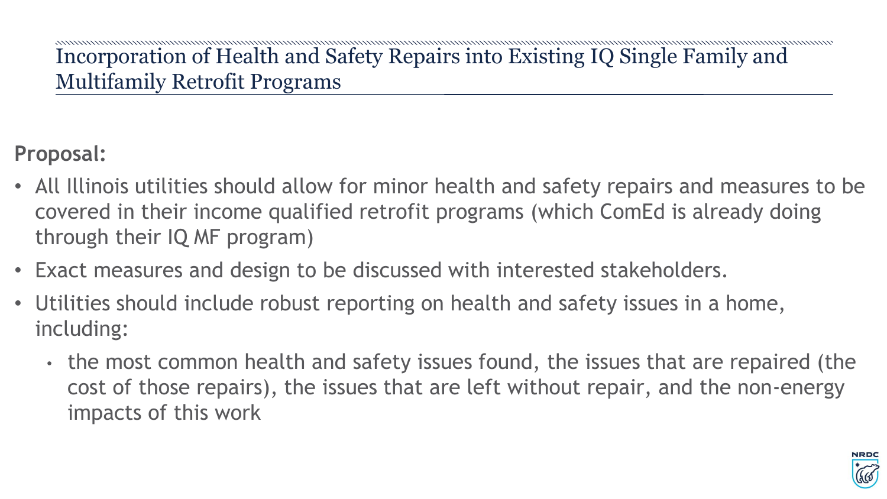# Incorporation of Health and Safety Repairs into Existing IQ Single Family and Multifamily Retrofit Programs

**Proposal:**

- All Illinois utilities should allow for minor health and safety repairs and measures to be covered in their income qualified retrofit programs (which ComEd is already doing through their IQ MF program)
- Exact measures and design to be discussed with interested stakeholders.
- Utilities should include robust reporting on health and safety issues in a home, including:
  - the most common health and safety issues found, the issues that are repaired (the cost of those repairs), the issues that are left without repair, and the non-energy impacts of this work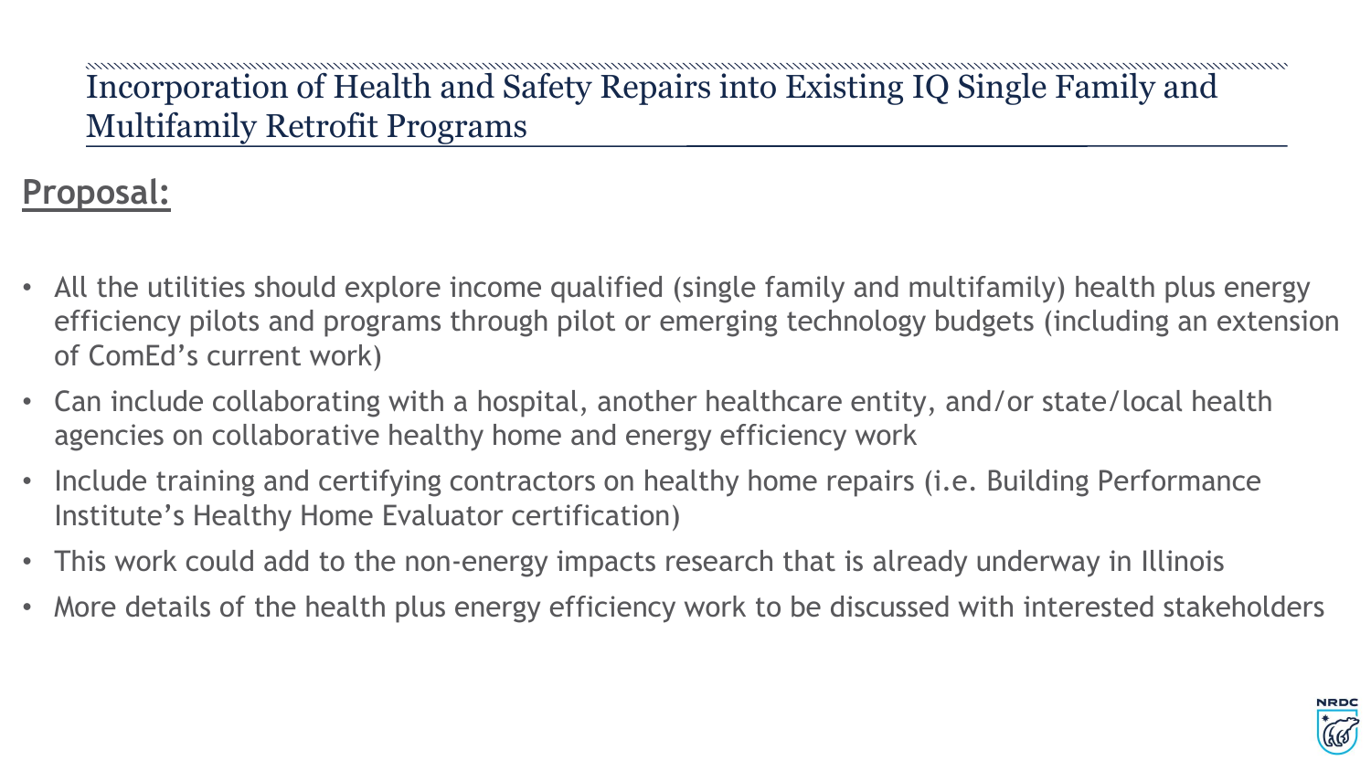# Incorporation of Health and Safety Repairs into Existing IQ Single Family and Multifamily Retrofit Programs

## Proposal:

- All the utilities should explore income qualified (single family and multifamily) health plus energy efficiency pilots and programs through pilot or emerging technology budgets (including an extension of ComEd's current work)
- Can include collaborating with a hospital, another healthcare entity, and/or state/local health agencies on collaborative healthy home and energy efficiency work
- Include training and certifying contractors on healthy home repairs (i.e. Building Performance Institute's Healthy Home Evaluator certification)
- This work could add to the non-energy impacts research that is already underway in Illinois
- More details of the health plus energy efficiency work to be discussed with interested stakeholders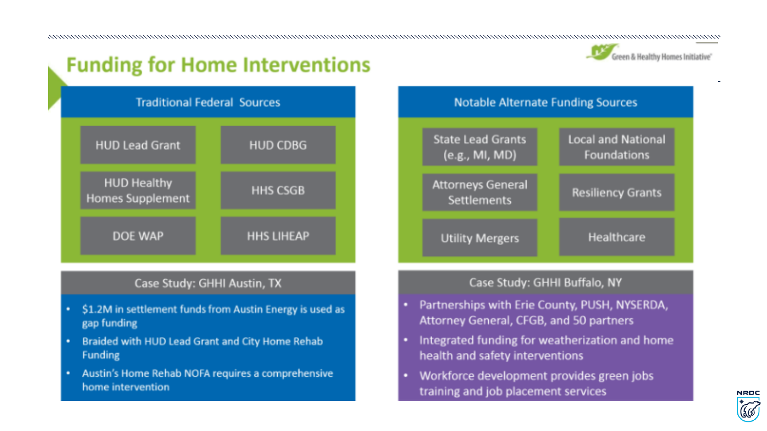# Funding for Home Interventions

## Traditional Federal Sources

- HUD Lead Grant
- HUD CDBG
- HUD Healthy Homes Supplement
- HHS CSGB
- DOE WAP
- HHS LIHEAP

## Notable Alternate Funding Sources

- State Lead Grants (e.g., MI, MD)
- Local and National Foundations
- Attorneys General Settlements
- Resiliency Grants
- Utility Mergers
- Healthcare

## Case Study: GHHI Austin, TX

- $1.2M in settlement funds from Austin Energy is used as gap funding
- Braided with HUD Lead Grant and City Home Rehab Funding
- Austin's Home Rehab NOFA requires a comprehensive home intervention

## Case Study: GHHI Buffalo, NY

- Partnerships with Erie County, PUSH, NYSERDA, Attorney General, CFGB, and 50 partners
- Integrated funding for weatherization and home health and safety interventions
- Workforce development provides green jobs training and job placement services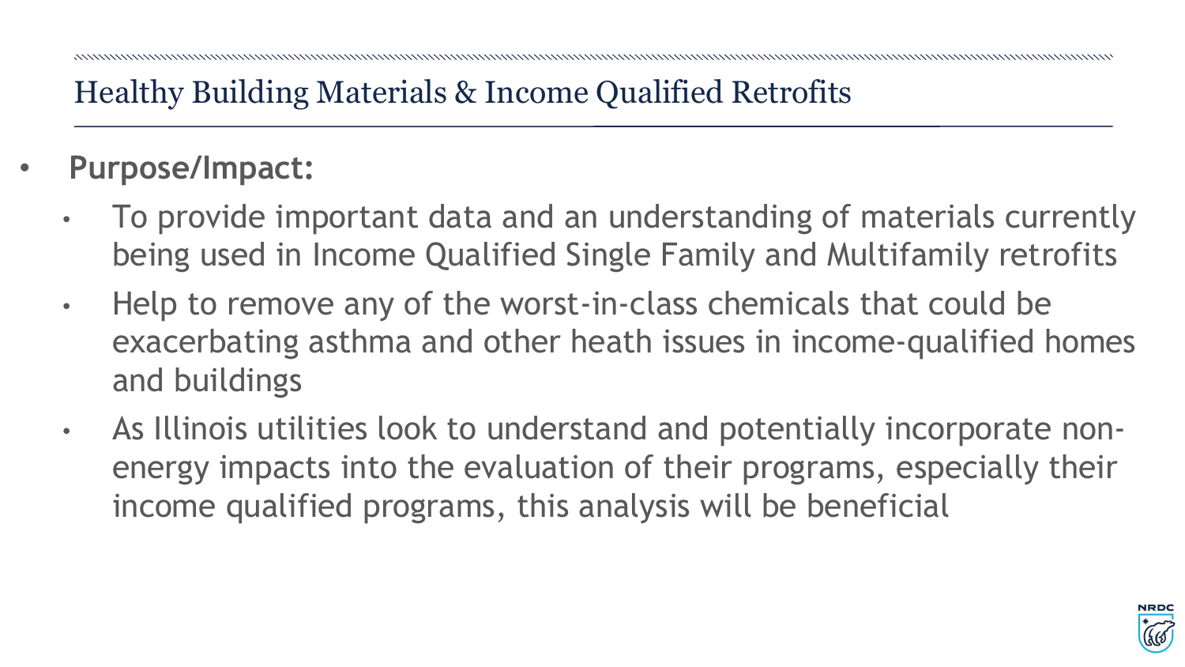# Healthy Building Materials & Income Qualified Retrofits

- **Purpose/Impact:**
  - To provide important data and an understanding of materials currently being used in Income Qualified Single Family and Multifamily retrofits
  - Help to remove any of the worst-in-class chemicals that could be exacerbating asthma and other heath issues in income-qualified homes and buildings
  - As Illinois utilities look to understand and potentially incorporate non-energy impacts into the evaluation of their programs, especially their income qualified programs, this analysis will be beneficial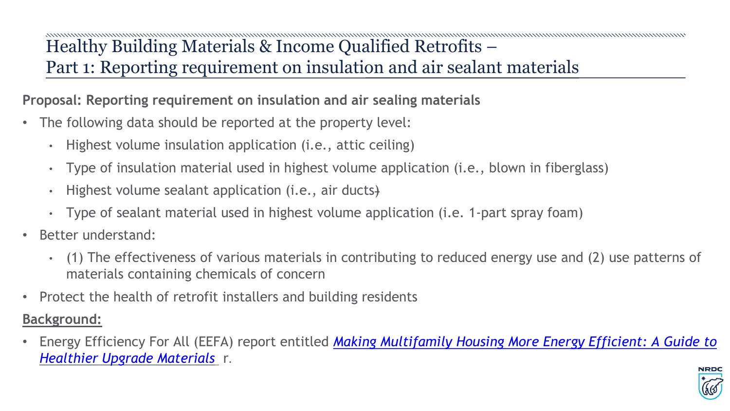# Healthy Building Materials & Income Qualified Retrofits – Part 1: Reporting requirement on insulation and air sealant materials

**Proposal: Reporting requirement on insulation and air sealing materials**

- The following data should be reported at the property level:
  - Highest volume insulation application (i.e., attic ceiling)
  - Type of insulation material used in highest volume application (i.e., blown in fiberglass)
  - Highest volume sealant application (i.e., air ducts)
  - Type of sealant material used in highest volume application (i.e. 1-part spray foam)
- Better understand:
  - (1) The effectiveness of various materials in contributing to reduced energy use and (2) use patterns of materials containing chemicals of concern
- Protect the health of retrofit installers and building residents

**Background:**

- Energy Efficiency For All (EEFA) report entitled *Making Multifamily Housing More Energy Efficient: A Guide to Healthier Upgrade Materials* r.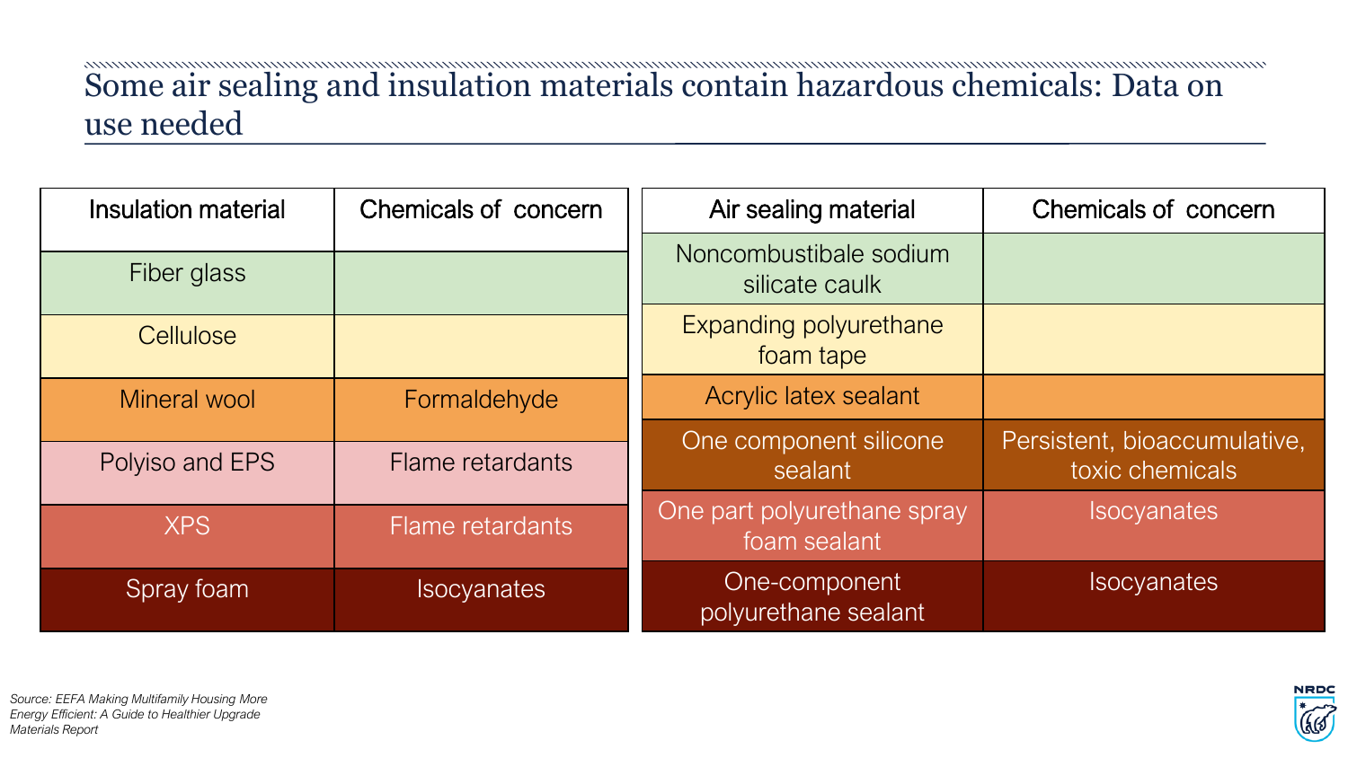# Some air sealing and insulation materials contain hazardous chemicals: Data on use needed

| Insulation material | Chemicals of concern |
|---|---|
| Fiber glass | |
| Cellulose | |
| Mineral wool | Formaldehyde |
| Polyiso and EPS | Flame retardants |
| XPS | Flame retardants |
| Spray foam | Isocyanates |

| Air sealing material | Chemicals of concern |
|---|---|
| Noncombustibale sodium silicate caulk | |
| Expanding polyurethane foam tape | |
| Acrylic latex sealant | |
| One component silicone sealant | Persistent, bioaccumulative, toxic chemicals |
| One part polyurethane spray foam sealant | Isocyanates |
| One-component polyurethane sealant | Isocyanates |

*Source: EEFA Making Multifamily Housing More Energy Efficient: A Guide to Healthier Upgrade Materials Report*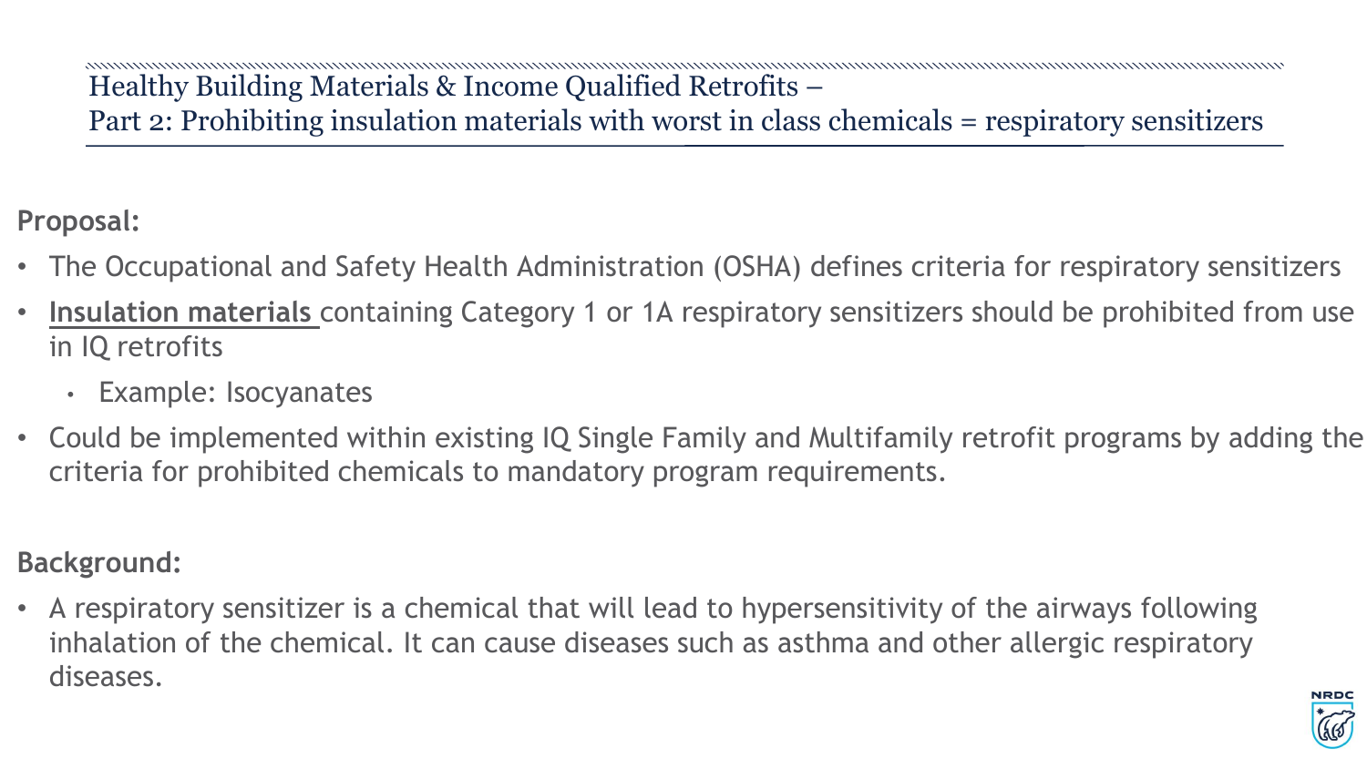## Healthy Building Materials & Income Qualified Retrofits – Part 2: Prohibiting insulation materials with worst in class chemicals = respiratory sensitizers

**Proposal:**

- The Occupational and Safety Health Administration (OSHA) defines criteria for respiratory sensitizers
- **Insulation materials** containing Category 1 or 1A respiratory sensitizers should be prohibited from use in IQ retrofits
  - Example: Isocyanates
- Could be implemented within existing IQ Single Family and Multifamily retrofit programs by adding the criteria for prohibited chemicals to mandatory program requirements.

**Background:**

- A respiratory sensitizer is a chemical that will lead to hypersensitivity of the airways following inhalation of the chemical. It can cause diseases such as asthma and other allergic respiratory diseases.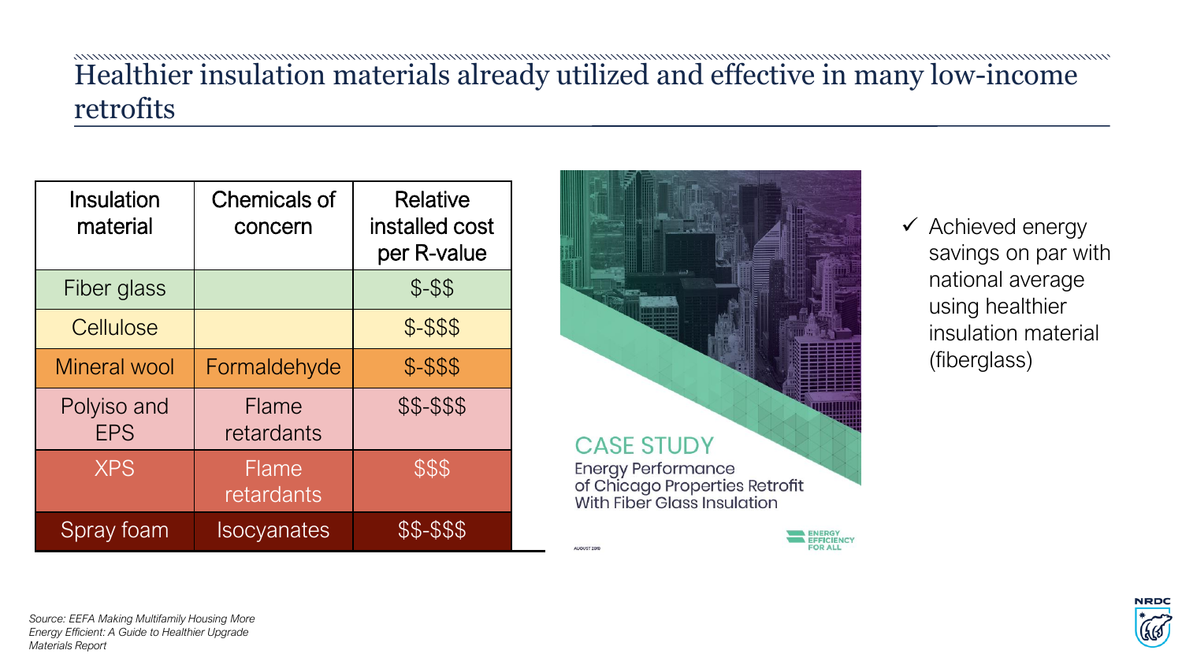# Healthier insulation materials already utilized and effective in many low-income retrofits

| Insulation material | Chemicals of concern | Relative installed cost per R-value |
|---|---|---|
| Fiber glass | | $-$$ |
| Cellulose | | $-$$$ |
| Mineral wool | Formaldehyde | $-$$$ |
| Polyiso and EPS | Flame retardants | $$-$$$ |
| XPS | Flame retardants | $$$ |
| Spray foam | Isocyanates | $$-$$$ |

CASE STUDY

Energy Performance of Chicago Properties Retrofit With Fiber Glass Insulation

AUGUST 2019

ENERGY EFFICIENCY FOR ALL

- ✓ Achieved energy savings on par with national average using healthier insulation material (fiberglass)

*Source: EEFA Making Multifamily Housing More Energy Efficient: A Guide to Healthier Upgrade Materials Report*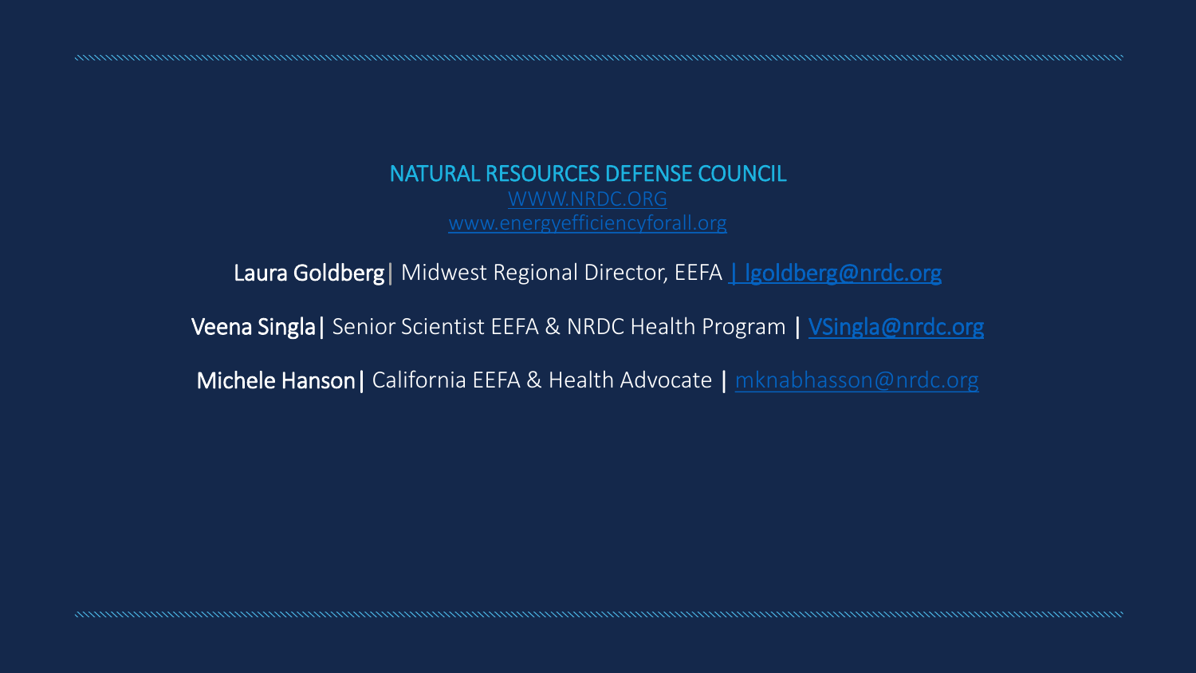NATURAL RESOURCES DEFENSE COUNCIL

WWW.NRDC.ORG

www.energyefficiencyforall.org

**Laura Goldberg**| Midwest Regional Director, EEFA | lgoldberg@nrdc.org

**Veena Singla**| Senior Scientist EEFA & NRDC Health Program | VSingla@nrdc.org

**Michele Hanson**| California EEFA & Health Advocate | mknabhasson@nrdc.org